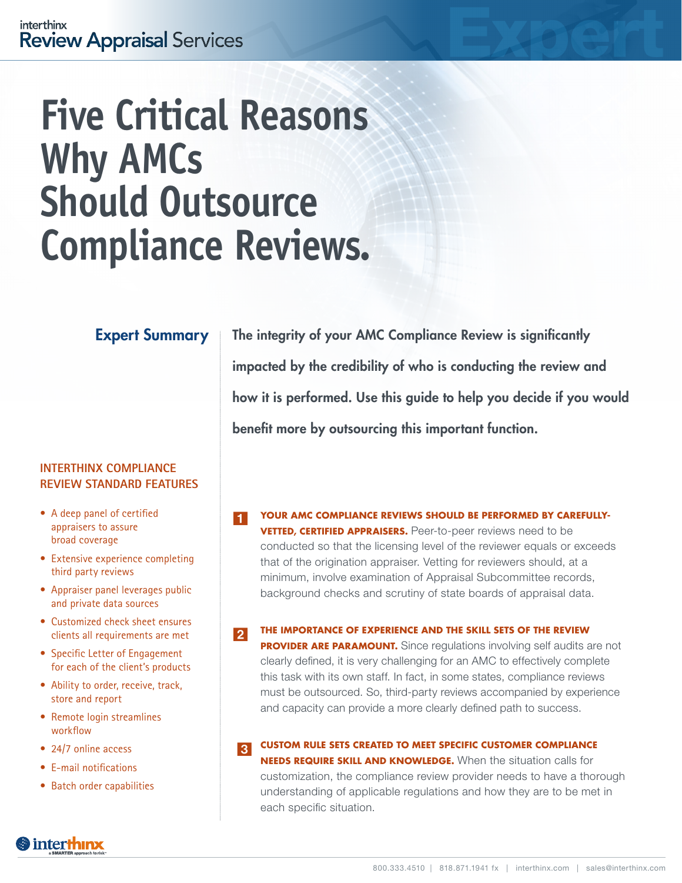interthinx
Review Appraisal Services

# Five Critical Reasons Why AMCs Should Outsource Compliance Reviews.

## Expert Summary

**The integrity of your AMC Compliance Review is significantly impacted by the credibility of who is conducting the review and how it is performed. Use this guide to help you decide if you would benefit more by outsourcing this important function.**

### INTERTHINX COMPLIANCE REVIEW STANDARD FEATURES

- A deep panel of certified appraisers to assure broad coverage
- Extensive experience completing third party reviews
- Appraiser panel leverages public and private data sources
- Customized check sheet ensures clients all requirements are met
- Specific Letter of Engagement for each of the client's products
- Ability to order, receive, track, store and report
- Remote login streamlines workflow
- 24/7 online access
- E-mail notifications
- Batch order capabilities

**1** **YOUR AMC COMPLIANCE REVIEWS SHOULD BE PERFORMED BY CAREFULLY-VETTED, CERTIFIED APPRAISERS.** Peer-to-peer reviews need to be conducted so that the licensing level of the reviewer equals or exceeds that of the origination appraiser. Vetting for reviewers should, at a minimum, involve examination of Appraisal Subcommittee records, background checks and scrutiny of state boards of appraisal data.

**2** **THE IMPORTANCE OF EXPERIENCE AND THE SKILL SETS OF THE REVIEW PROVIDER ARE PARAMOUNT.** Since regulations involving self audits are not clearly defined, it is very challenging for an AMC to effectively complete this task with its own staff. In fact, in some states, compliance reviews must be outsourced. So, third-party reviews accompanied by experience and capacity can provide a more clearly defined path to success.

**3** **CUSTOM RULE SETS CREATED TO MEET SPECIFIC CUSTOMER COMPLIANCE NEEDS REQUIRE SKILL AND KNOWLEDGE.** When the situation calls for customization, the compliance review provider needs to have a thorough understanding of applicable regulations and how they are to be met in each specific situation.

interthinx — a SMARTER approach to risk

800.333.4510 | 818.871.1941 fx | interthinx.com | sales@interthinx.com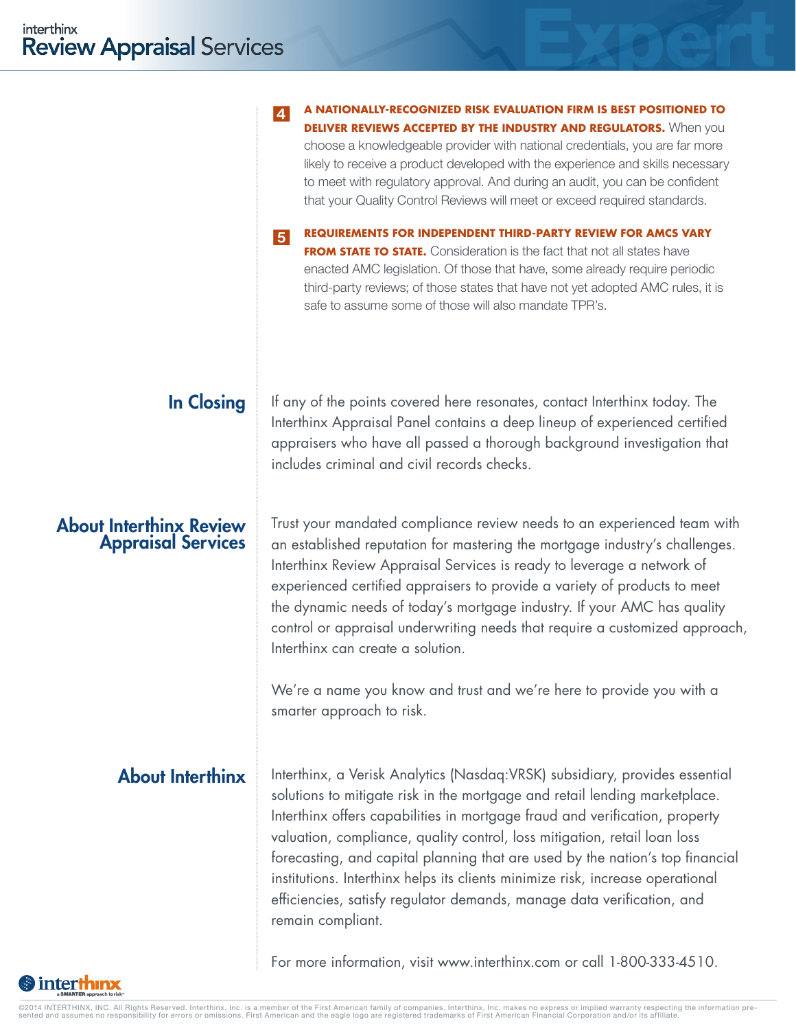4 **A NATIONALLY-RECOGNIZED RISK EVALUATION FIRM IS BEST POSITIONED TO DELIVER REVIEWS ACCEPTED BY THE INDUSTRY AND REGULATORS.** When you choose a knowledgeable provider with national credentials, you are far more likely to receive a product developed with the experience and skills necessary to meet with regulatory approval. And during an audit, you can be confident that your Quality Control Reviews will meet or exceed required standards.

5 **REQUIREMENTS FOR INDEPENDENT THIRD-PARTY REVIEW FOR AMCS VARY FROM STATE TO STATE.** Consideration is the fact that not all states have enacted AMC legislation. Of those that have, some already require periodic third-party reviews; of those states that have not yet adopted AMC rules, it is safe to assume some of those will also mandate TPR's.

## In Closing

If any of the points covered here resonates, contact Interthinx today. The Interthinx Appraisal Panel contains a deep lineup of experienced certified appraisers who have all passed a thorough background investigation that includes criminal and civil records checks.

## About Interthinx Review Appraisal Services

Trust your mandated compliance review needs to an experienced team with an established reputation for mastering the mortgage industry's challenges. Interthinx Review Appraisal Services is ready to leverage a network of experienced certified appraisers to provide a variety of products to meet the dynamic needs of today's mortgage industry. If your AMC has quality control or appraisal underwriting needs that require a customized approach, Interthinx can create a solution.

We're a name you know and trust and we're here to provide you with a smarter approach to risk.

## About Interthinx

Interthinx, a Verisk Analytics (Nasdaq:VRSK) subsidiary, provides essential solutions to mitigate risk in the mortgage and retail lending marketplace. Interthinx offers capabilities in mortgage fraud and verification, property valuation, compliance, quality control, loss mitigation, retail loan loss forecasting, and capital planning that are used by the nation's top financial institutions. Interthinx helps its clients minimize risk, increase operational efficiencies, satisfy regulator demands, manage data verification, and remain compliant.

For more information, visit www.interthinx.com or call 1-800-333-4510.

©2014 INTERTHINX, INC. All Rights Reserved. Interthinx, Inc. is a member of the First American family of companies. Interthinx, Inc. makes no express or implied warranty respecting the information presented and assumes no responsibility for errors or omissions. First American and the eagle logo are registered trademarks of First American Financial Corporation and/or its affiliate.